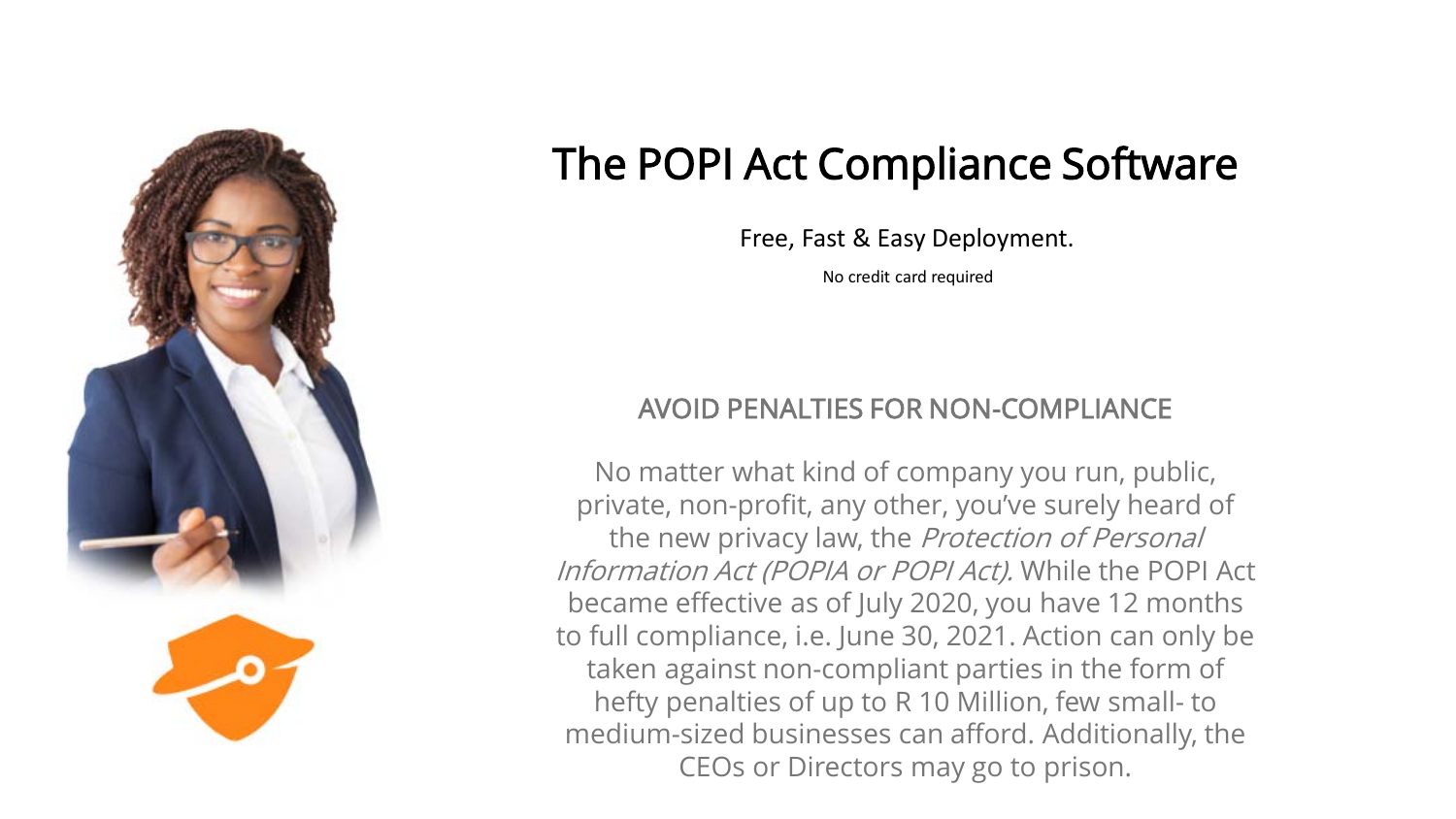# The POPI Act Compliance Software

Free, Fast & Easy Deployment.

No credit card required

## AVOID PENALTIES FOR NON-COMPLIANCE

No matter what kind of company you run, public, private, non-profit, any other, you've surely heard of the new privacy law, the *Protection of Personal Information Act (POPIA or POPI Act).* While the POPI Act became effective as of July 2020, you have 12 months to full compliance, i.e. June 30, 2021. Action can only be taken against non-compliant parties in the form of hefty penalties of up to R 10 Million, few small- to medium-sized businesses can afford. Additionally, the CEOs or Directors may go to prison.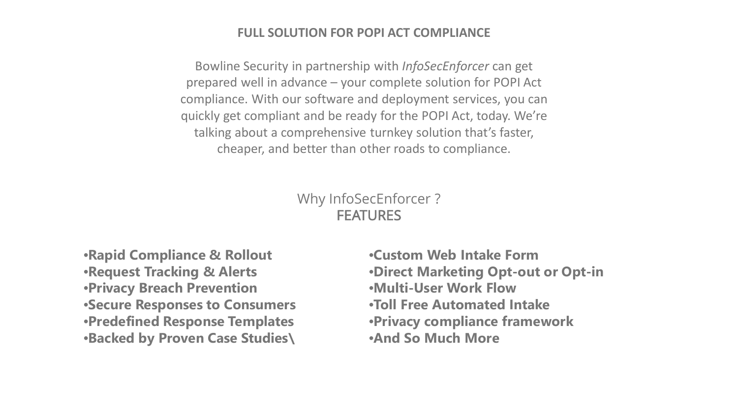## FULL SOLUTION FOR POPI ACT COMPLIANCE

Bowline Security in partnership with *InfoSecEnforcer* can get prepared well in advance – your complete solution for POPI Act compliance. With our software and deployment services, you can quickly get compliant and be ready for the POPI Act, today. We're talking about a comprehensive turnkey solution that's faster, cheaper, and better than other roads to compliance.

Why InfoSecEnforcer ?

### FEATURES

- **Rapid Compliance & Rollout**
- **Request Tracking & Alerts**
- **Privacy Breach Prevention**
- **Secure Responses to Consumers**
- **Predefined Response Templates**
- **Backed by Proven Case Studies\**
- **Custom Web Intake Form**
- **Direct Marketing Opt-out or Opt-in**
- **Multi-User Work Flow**
- **Toll Free Automated Intake**
- **Privacy compliance framework**
- **And So Much More**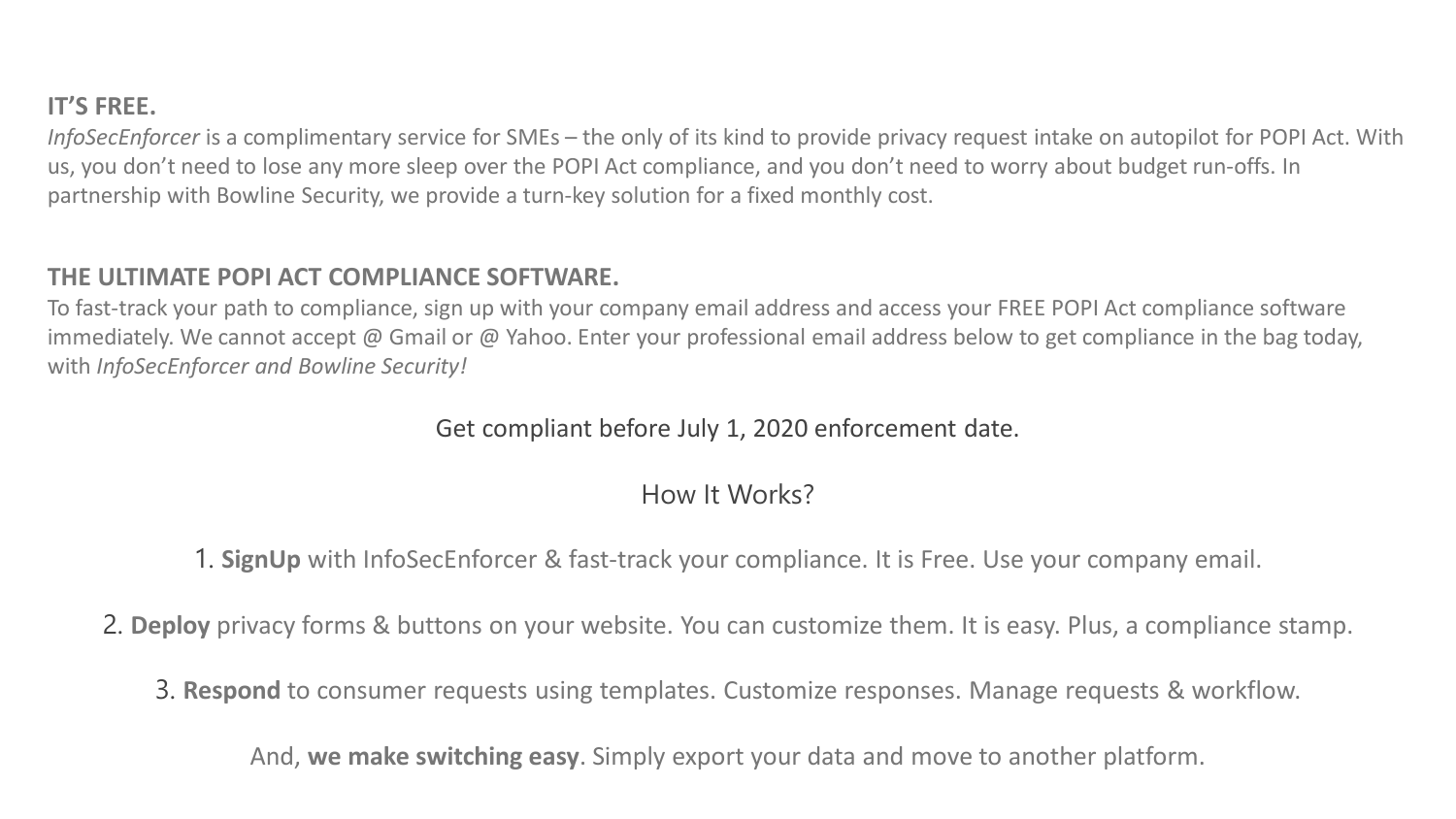## IT'S FREE.

*InfoSecEnforcer* is a complimentary service for SMEs – the only of its kind to provide privacy request intake on autopilot for POPI Act. With us, you don't need to lose any more sleep over the POPI Act compliance, and you don't need to worry about budget run-offs. In partnership with Bowline Security, we provide a turn-key solution for a fixed monthly cost.

## THE ULTIMATE POPI ACT COMPLIANCE SOFTWARE.

To fast-track your path to compliance, sign up with your company email address and access your FREE POPI Act compliance software immediately. We cannot accept @ Gmail or @ Yahoo. Enter your professional email address below to get compliance in the bag today, with *InfoSecEnforcer and Bowline Security!*

Get compliant before July 1, 2020 enforcement date.

How It Works?

1. **SignUp** with InfoSecEnforcer & fast-track your compliance. It is Free. Use your company email.
2. **Deploy** privacy forms & buttons on your website. You can customize them. It is easy. Plus, a compliance stamp.
3. **Respond** to consumer requests using templates. Customize responses. Manage requests & workflow.

And, **we make switching easy**. Simply export your data and move to another platform.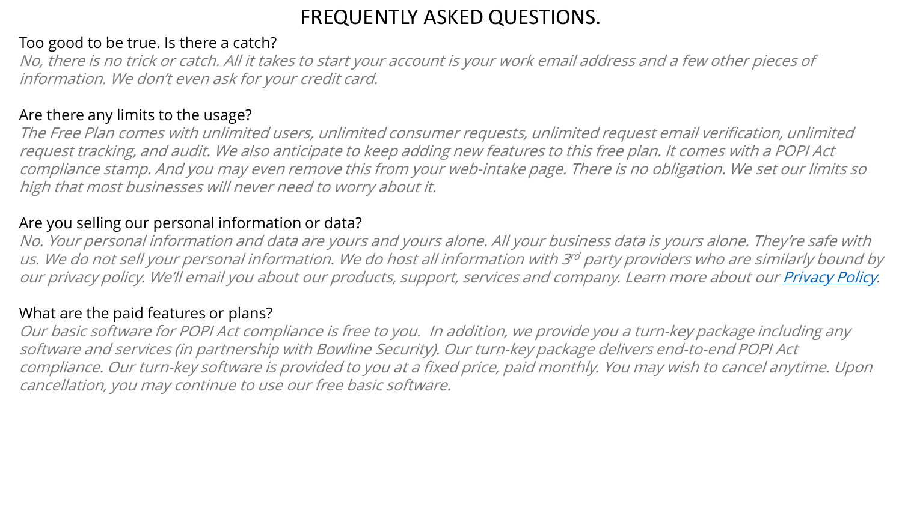# FREQUENTLY ASKED QUESTIONS.

Too good to be true. Is there a catch?

*No, there is no trick or catch. All it takes to start your account is your work email address and a few other pieces of information. We don't even ask for your credit card.*

Are there any limits to the usage?

*The Free Plan comes with unlimited users, unlimited consumer requests, unlimited request email verification, unlimited request tracking, and audit. We also anticipate to keep adding new features to this free plan. It comes with a POPI Act compliance stamp. And you may even remove this from your web-intake page. There is no obligation. We set our limits so high that most businesses will never need to worry about it.*

Are you selling our personal information or data?

*No. Your personal information and data are yours and yours alone. All your business data is yours alone. They're safe with us. We do not sell your personal information. We do host all information with 3rd party providers who are similarly bound by our privacy policy. We'll email you about our products, support, services and company. Learn more about our Privacy Policy.*

What are the paid features or plans?

*Our basic software for POPI Act compliance is free to you. In addition, we provide you a turn-key package including any software and services (in partnership with Bowline Security). Our turn-key package delivers end-to-end POPI Act compliance. Our turn-key software is provided to you at a fixed price, paid monthly. You may wish to cancel anytime. Upon cancellation, you may continue to use our free basic software.*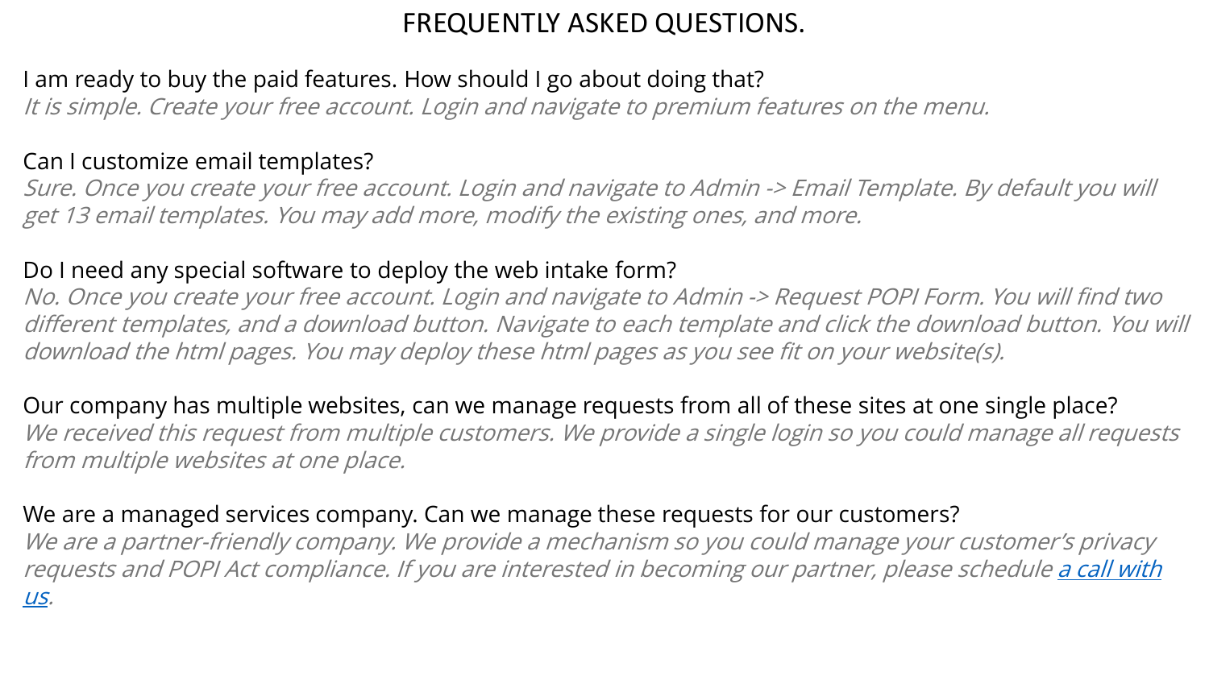# FREQUENTLY ASKED QUESTIONS.

I am ready to buy the paid features. How should I go about doing that?
*It is simple. Create your free account. Login and navigate to premium features on the menu.*

Can I customize email templates?
*Sure. Once you create your free account. Login and navigate to Admin -> Email Template. By default you will get 13 email templates. You may add more, modify the existing ones, and more.*

Do I need any special software to deploy the web intake form?
*No. Once you create your free account. Login and navigate to Admin -> Request POPI Form. You will find two different templates, and a download button. Navigate to each template and click the download button. You will download the html pages. You may deploy these html pages as you see fit on your website(s).*

Our company has multiple websites, can we manage requests from all of these sites at one single place?
*We received this request from multiple customers. We provide a single login so you could manage all requests from multiple websites at one place.*

We are a managed services company. Can we manage these requests for our customers?
*We are a partner-friendly company. We provide a mechanism so you could manage your customer's privacy requests and POPI Act compliance. If you are interested in becoming our partner, please schedule a call with us.*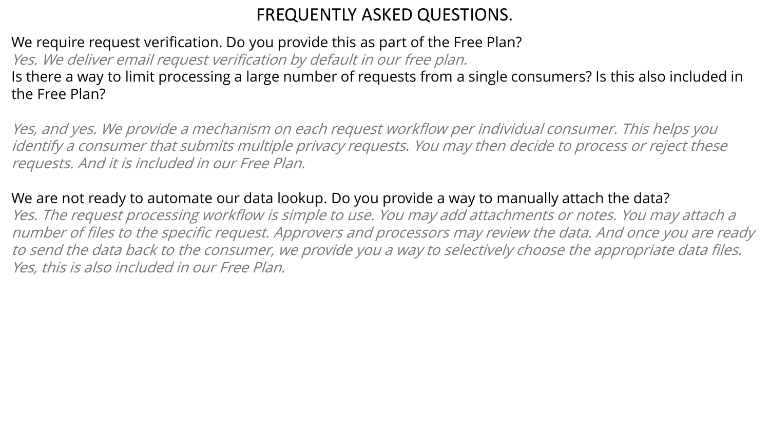# FREQUENTLY ASKED QUESTIONS.

We require request verification. Do you provide this as part of the Free Plan?

*Yes. We deliver email request verification by default in our free plan.*

Is there a way to limit processing a large number of requests from a single consumers? Is this also included in the Free Plan?

*Yes, and yes. We provide a mechanism on each request workflow per individual consumer. This helps you identify a consumer that submits multiple privacy requests. You may then decide to process or reject these requests. And it is included in our Free Plan.*

We are not ready to automate our data lookup. Do you provide a way to manually attach the data?

*Yes. The request processing workflow is simple to use. You may add attachments or notes. You may attach a number of files to the specific request. Approvers and processors may review the data. And once you are ready to send the data back to the consumer, we provide you a way to selectively choose the appropriate data files. Yes, this is also included in our Free Plan.*